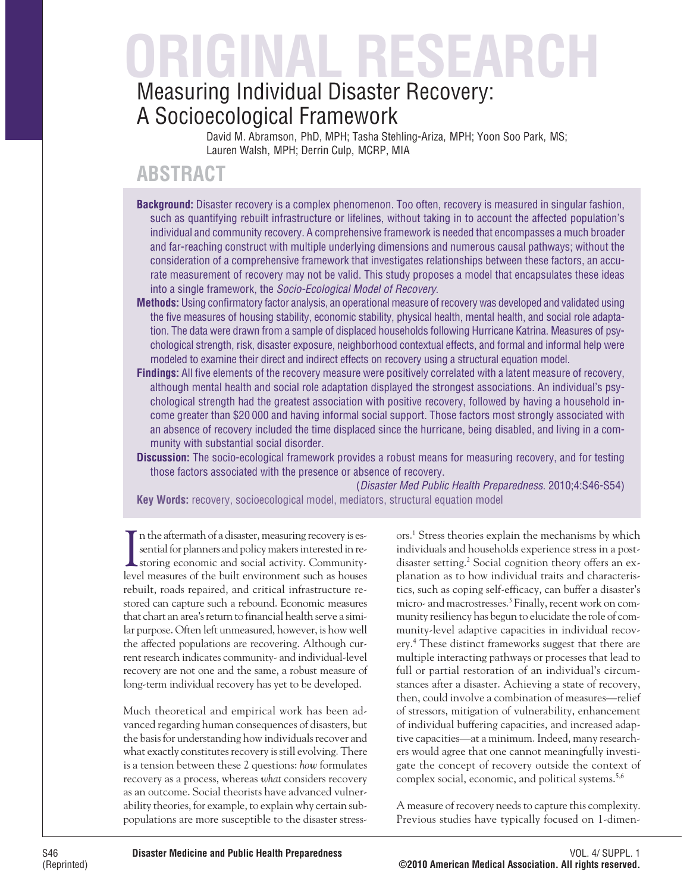# ORIGINAL RESEARCH

# Measuring Individual Disaster Recovery: A Socioecological Framework

David M. Abramson, PhD, MPH; Tasha Stehling-Ariza, MPH; Yoon Soo Park, MS; Lauren Walsh, MPH; Derrin Culp, MCRP, MIA

## ABSTRACT

**Background:** Disaster recovery is a complex phenomenon. Too often, recovery is measured in singular fashion, such as quantifying rebuilt infrastructure or lifelines, without taking in to account the affected population's individual and community recovery. A comprehensive framework is needed that encompasses a much broader and far-reaching construct with multiple underlying dimensions and numerous causal pathways; without the consideration of a comprehensive framework that investigates relationships between these factors, an accurate measurement of recovery may not be valid. This study proposes a model that encapsulates these ideas into a single framework, the *Socio-Ecological Model of Recovery*.

**Methods:** Using confirmatory factor analysis, an operational measure of recovery was developed and validated using the five measures of housing stability, economic stability, physical health, mental health, and social role adaptation. The data were drawn from a sample of displaced households following Hurricane Katrina. Measures of psychological strength, risk, disaster exposure, neighborhood contextual effects, and formal and informal help were modeled to examine their direct and indirect effects on recovery using a structural equation model.

**Findings:** All five elements of the recovery measure were positively correlated with a latent measure of recovery, although mental health and social role adaptation displayed the strongest associations. An individual's psychological strength had the greatest association with positive recovery, followed by having a household income greater than \$20 000 and having informal social support. Those factors most strongly associated with an absence of recovery included the time displaced since the hurricane, being disabled, and living in a community with substantial social disorder.

**Discussion:** The socio-ecological framework provides a robust means for measuring recovery, and for testing those factors associated with the presence or absence of recovery.

(*Disaster Med Public Health Preparedness*. 2010;4:S46-S54)

**Key Words:** recovery, socioecological model, mediators, structural equation model

In the aftermath of a disaster, measuring recovery is essential for planners and policy makers interested in restoring economic and social activity. Community-level measures of the built environment such as houses rebuilt, roads repaired, and critical infrastructure restored can capture such a rebound. Economic measures that chart an area's return to financial health serve a similar purpose. Often left unmeasured, however, is how well the affected populations are recovering. Although current research indicates community- and individual-level recovery are not one and the same, a robust measure of long-term individual recovery has yet to be developed.

Much theoretical and empirical work has been advanced regarding human consequences of disasters, but the basis for understanding how individuals recover and what exactly constitutes recovery is still evolving. There is a tension between these 2 questions: *how* formulates recovery as a process, whereas *what* considers recovery as an outcome. Social theorists have advanced vulnerability theories, for example, to explain why certain subpopulations are more susceptible to the disaster stressors.[1] Stress theories explain the mechanisms by which individuals and households experience stress in a post-disaster setting.[2] Social cognition theory offers an explanation as to how individual traits and characteristics, such as coping self-efficacy, can buffer a disaster's micro- and macrostresses.[3] Finally, recent work on community resiliency has begun to elucidate the role of community-level adaptive capacities in individual recovery.[4] These distinct frameworks suggest that there are multiple interacting pathways or processes that lead to full or partial restoration of an individual's circumstances after a disaster. Achieving a state of recovery, then, could involve a combination of measures—relief of stressors, mitigation of vulnerability, enhancement of individual buffering capacities, and increased adaptive capacities—at a minimum. Indeed, many researchers would agree that one cannot meaningfully investigate the concept of recovery outside the context of complex social, economic, and political systems.[5,6]

A measure of recovery needs to capture this complexity. Previous studies have typically focused on 1-dimen-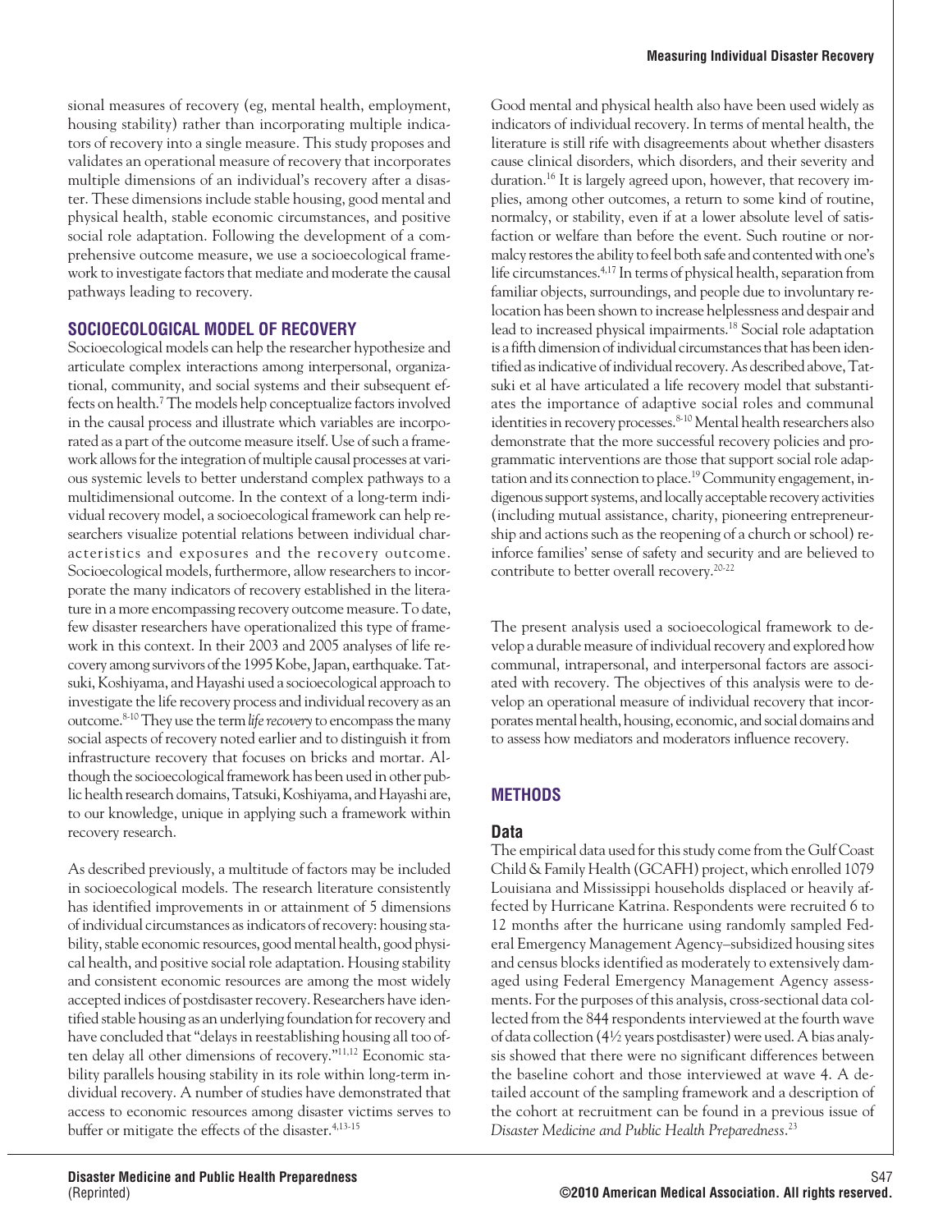sional measures of recovery (eg, mental health, employment, housing stability) rather than incorporating multiple indicators of recovery into a single measure. This study proposes and validates an operational measure of recovery that incorporates multiple dimensions of an individual's recovery after a disaster. These dimensions include stable housing, good mental and physical health, stable economic circumstances, and positive social role adaptation. Following the development of a comprehensive outcome measure, we use a socioecological framework to investigate factors that mediate and moderate the causal pathways leading to recovery.

## SOCIOECOLOGICAL MODEL OF RECOVERY

Socioecological models can help the researcher hypothesize and articulate complex interactions among interpersonal, organizational, community, and social systems and their subsequent effects on health.[7] The models help conceptualize factors involved in the causal process and illustrate which variables are incorporated as a part of the outcome measure itself. Use of such a framework allows for the integration of multiple causal processes at various systemic levels to better understand complex pathways to a multidimensional outcome. In the context of a long-term individual recovery model, a socioecological framework can help researchers visualize potential relations between individual characteristics and exposures and the recovery outcome. Socioecological models, furthermore, allow researchers to incorporate the many indicators of recovery established in the literature in a more encompassing recovery outcome measure. To date, few disaster researchers have operationalized this type of framework in this context. In their 2003 and 2005 analyses of life recovery among survivors of the 1995 Kobe, Japan, earthquake. Tatsuki, Koshiyama, and Hayashi used a socioecological approach to investigate the life recovery process and individual recovery as an outcome.[8-10] They use the term *life recovery* to encompass the many social aspects of recovery noted earlier and to distinguish it from infrastructure recovery that focuses on bricks and mortar. Although the socioecological framework has been used in other public health research domains, Tatsuki, Koshiyama, and Hayashi are, to our knowledge, unique in applying such a framework within recovery research.

As described previously, a multitude of factors may be included in socioecological models. The research literature consistently has identified improvements in or attainment of 5 dimensions of individual circumstances as indicators of recovery: housing stability, stable economic resources, good mental health, good physical health, and positive social role adaptation. Housing stability and consistent economic resources are among the most widely accepted indices of postdisaster recovery. Researchers have identified stable housing as an underlying foundation for recovery and have concluded that "delays in reestablishing housing all too often delay all other dimensions of recovery."[11,12] Economic stability parallels housing stability in its role within long-term individual recovery. A number of studies have demonstrated that access to economic resources among disaster victims serves to buffer or mitigate the effects of the disaster.[4,13-15]

Good mental and physical health also have been used widely as indicators of individual recovery. In terms of mental health, the literature is still rife with disagreements about whether disasters cause clinical disorders, which disorders, and their severity and duration.[16] It is largely agreed upon, however, that recovery implies, among other outcomes, a return to some kind of routine, normalcy, or stability, even if at a lower absolute level of satisfaction or welfare than before the event. Such routine or normalcy restores the ability to feel both safe and contented with one's life circumstances.[4,17] In terms of physical health, separation from familiar objects, surroundings, and people due to involuntary relocation has been shown to increase helplessness and despair and lead to increased physical impairments.[18] Social role adaptation is a fifth dimension of individual circumstances that has been identified as indicative of individual recovery. As described above, Tatsuki et al have articulated a life recovery model that substantiates the importance of adaptive social roles and communal identities in recovery processes.[8-10] Mental health researchers also demonstrate that the more successful recovery policies and programmatic interventions are those that support social role adaptation and its connection to place.[19] Community engagement, indigenous support systems, and locally acceptable recovery activities (including mutual assistance, charity, pioneering entrepreneurship and actions such as the reopening of a church or school) reinforce families' sense of safety and security and are believed to contribute to better overall recovery.[20-22]

The present analysis used a socioecological framework to develop a durable measure of individual recovery and explored how communal, intrapersonal, and interpersonal factors are associated with recovery. The objectives of this analysis were to develop an operational measure of individual recovery that incorporates mental health, housing, economic, and social domains and to assess how mediators and moderators influence recovery.

## METHODS

### Data

The empirical data used for this study come from the Gulf Coast Child & Family Health (GCAFH) project, which enrolled 1079 Louisiana and Mississippi households displaced or heavily affected by Hurricane Katrina. Respondents were recruited 6 to 12 months after the hurricane using randomly sampled Federal Emergency Management Agency–subsidized housing sites and census blocks identified as moderately to extensively damaged using Federal Emergency Management Agency assessments. For the purposes of this analysis, cross-sectional data collected from the 844 respondents interviewed at the fourth wave of data collection (4½ years postdisaster) were used. A bias analysis showed that there were no significant differences between the baseline cohort and those interviewed at wave 4. A detailed account of the sampling framework and a description of the cohort at recruitment can be found in a previous issue of *Disaster Medicine and Public Health Preparedness*.[23]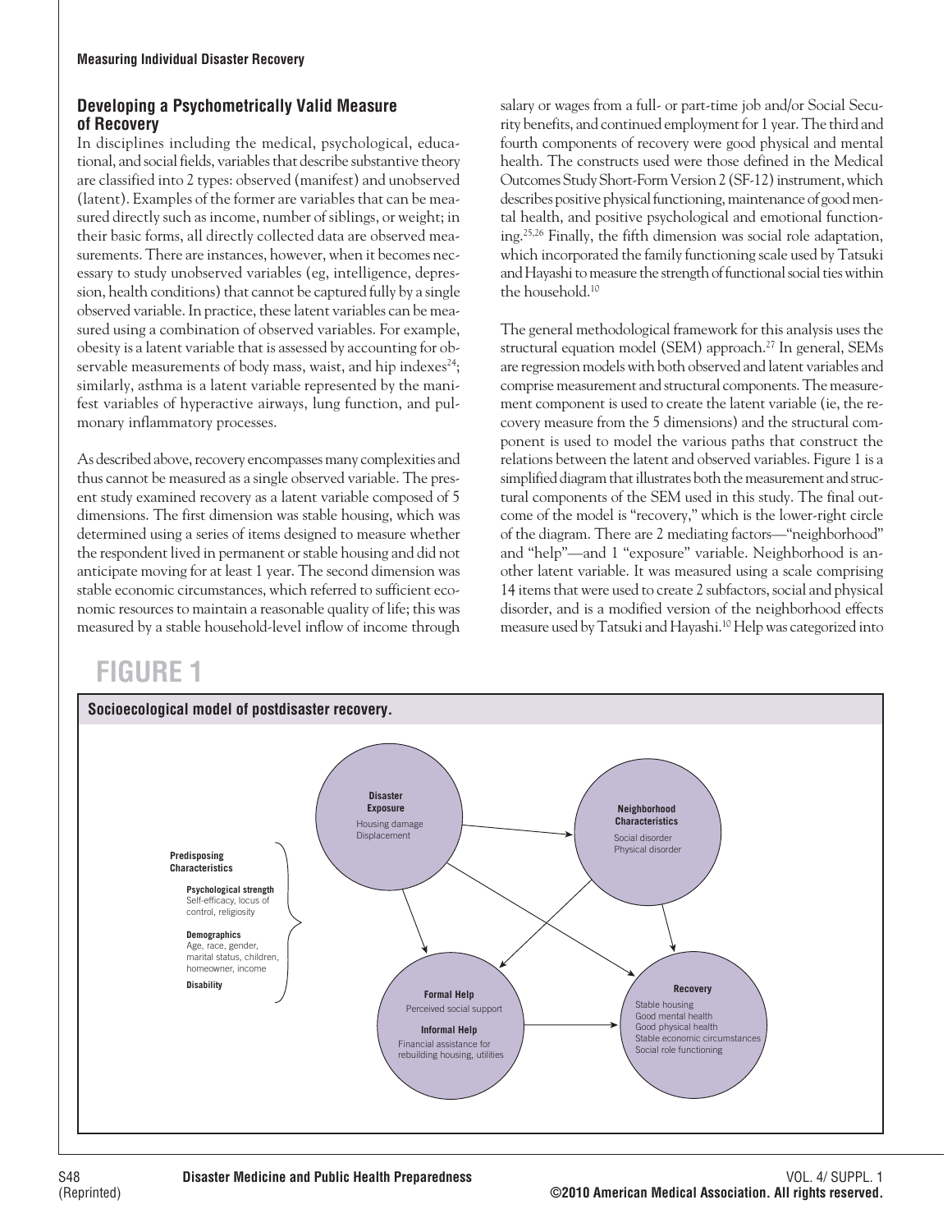## Developing a Psychometrically Valid Measure of Recovery

In disciplines including the medical, psychological, educational, and social fields, variables that describe substantive theory are classified into 2 types: observed (manifest) and unobserved (latent). Examples of the former are variables that can be measured directly such as income, number of siblings, or weight; in their basic forms, all directly collected data are observed measurements. There are instances, however, when it becomes necessary to study unobserved variables (eg, intelligence, depression, health conditions) that cannot be captured fully by a single observed variable. In practice, these latent variables can be measured using a combination of observed variables. For example, obesity is a latent variable that is assessed by accounting for observable measurements of body mass, waist, and hip indexes[24]; similarly, asthma is a latent variable represented by the manifest variables of hyperactive airways, lung function, and pulmonary inflammatory processes.

As described above, recovery encompasses many complexities and thus cannot be measured as a single observed variable. The present study examined recovery as a latent variable composed of 5 dimensions. The first dimension was stable housing, which was determined using a series of items designed to measure whether the respondent lived in permanent or stable housing and did not anticipate moving for at least 1 year. The second dimension was stable economic circumstances, which referred to sufficient economic resources to maintain a reasonable quality of life; this was measured by a stable household-level inflow of income through salary or wages from a full- or part-time job and/or Social Security benefits, and continued employment for 1 year. The third and fourth components of recovery were good physical and mental health. The constructs used were those defined in the Medical Outcomes Study Short-Form Version 2 (SF-12) instrument, which describes positive physical functioning, maintenance of good mental health, and positive psychological and emotional functioning.[25,26] Finally, the fifth dimension was social role adaptation, which incorporated the family functioning scale used by Tatsuki and Hayashi to measure the strength of functional social ties within the household.[10]

The general methodological framework for this analysis uses the structural equation model (SEM) approach.[27] In general, SEMs are regression models with both observed and latent variables and comprise measurement and structural components. The measurement component is used to create the latent variable (ie, the recovery measure from the 5 dimensions) and the structural component is used to model the various paths that construct the relations between the latent and observed variables. Figure 1 is a simplified diagram that illustrates both the measurement and structural components of the SEM used in this study. The final outcome of the model is "recovery," which is the lower-right circle of the diagram. There are 2 mediating factors—"neighborhood" and "help"—and 1 "exposure" variable. Neighborhood is another latent variable. It was measured using a scale comprising 14 items that were used to create 2 subfactors, social and physical disorder, and is a modified version of the neighborhood effects measure used by Tatsuki and Hayashi.[10] Help was categorized into

## FIGURE 1

**Socioecological model of postdisaster recovery.**

**Predisposing Characteristics**
- **Psychological strength**: Self-efficacy, locus of control, religiosity
- **Demographics**: Age, race, gender, marital status, children, homeowner, income
- **Disability**

**Disaster Exposure**: Housing damage, Displacement

**Neighborhood Characteristics**: Social disorder, Physical disorder

**Formal Help**: Perceived social support
**Informal Help**: Financial assistance for rebuilding housing, utilities

**Recovery**: Stable housing, Good mental health, Good physical health, Stable economic circumstances, Social role functioning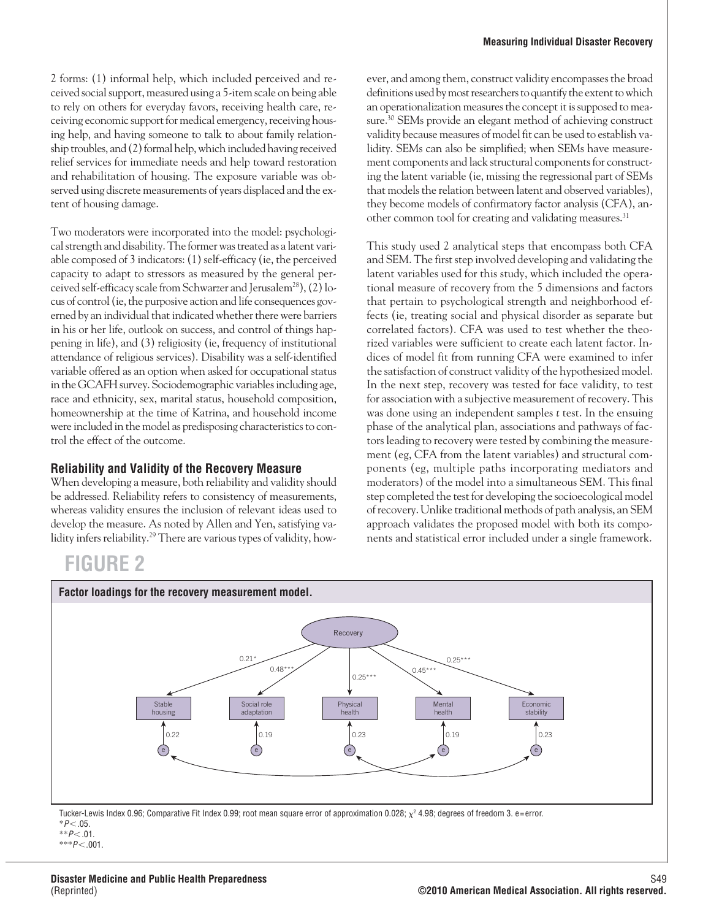2 forms: (1) informal help, which included perceived and received social support, measured using a 5-item scale on being able to rely on others for everyday favors, receiving health care, receiving economic support for medical emergency, receiving housing help, and having someone to talk to about family relationship troubles, and (2) formal help, which included having received relief services for immediate needs and help toward restoration and rehabilitation of housing. The exposure variable was observed using discrete measurements of years displaced and the extent of housing damage.

Two moderators were incorporated into the model: psychological strength and disability. The former was treated as a latent variable composed of 3 indicators: (1) self-efficacy (ie, the perceived capacity to adapt to stressors as measured by the general perceived self-efficacy scale from Schwarzer and Jerusalem[28]), (2) locus of control (ie, the purposive action and life consequences governed by an individual that indicated whether there were barriers in his or her life, outlook on success, and control of things happening in life), and (3) religiosity (ie, frequency of institutional attendance of religious services). Disability was a self-identified variable offered as an option when asked for occupational status in the GCAFH survey. Sociodemographic variables including age, race and ethnicity, sex, marital status, household composition, homeownership at the time of Katrina, and household income were included in the model as predisposing characteristics to control the effect of the outcome.

### Reliability and Validity of the Recovery Measure

When developing a measure, both reliability and validity should be addressed. Reliability refers to consistency of measurements, whereas validity ensures the inclusion of relevant ideas used to develop the measure. As noted by Allen and Yen, satisfying validity infers reliability.[29] There are various types of validity, however, and among them, construct validity encompasses the broad definitions used by most researchers to quantify the extent to which an operationalization measures the concept it is supposed to measure.[30] SEMs provide an elegant method of achieving construct validity because measures of model fit can be used to establish validity. SEMs can also be simplified; when SEMs have measurement components and lack structural components for constructing the latent variable (ie, missing the regressional part of SEMs that models the relation between latent and observed variables), they become models of confirmatory factor analysis (CFA), another common tool for creating and validating measures.[31]

This study used 2 analytical steps that encompass both CFA and SEM. The first step involved developing and validating the latent variables used for this study, which included the operational measure of recovery from the 5 dimensions and factors that pertain to psychological strength and neighborhood effects (ie, treating social and physical disorder as separate but correlated factors). CFA was used to test whether the theorized variables were sufficient to create each latent factor. Indices of model fit from running CFA were examined to infer the satisfaction of construct validity of the hypothesized model. In the next step, recovery was tested for face validity, to test for association with a subjective measurement of recovery. This was done using an independent samples *t* test. In the ensuing phase of the analytical plan, associations and pathways of factors leading to recovery were tested by combining the measurement (eg, CFA from the latent variables) and structural components (eg, multiple paths incorporating mediators and moderators) of the model into a simultaneous SEM. This final step completed the test for developing the socioecological model of recovery. Unlike traditional methods of path analysis, an SEM approach validates the proposed model with both its components and statistical error included under a single framework.

## FIGURE 2

**Factor loadings for the recovery measurement model.**

Recovery

0.21*
0.48***
0.25***
0.45***
0.25***

Stable housing
Social role adaptation
Physical health
Mental health
Economic stability

0.22
0.19
0.23
0.19
0.23

e e e e e

Tucker-Lewis Index 0.96; Comparative Fit Index 0.99; root mean square error of approximation 0.028; $\chi^2$ 4.98; degrees of freedom 3. e = error.
*$P < .05$.
**$P < .01$.
***$P < .001$.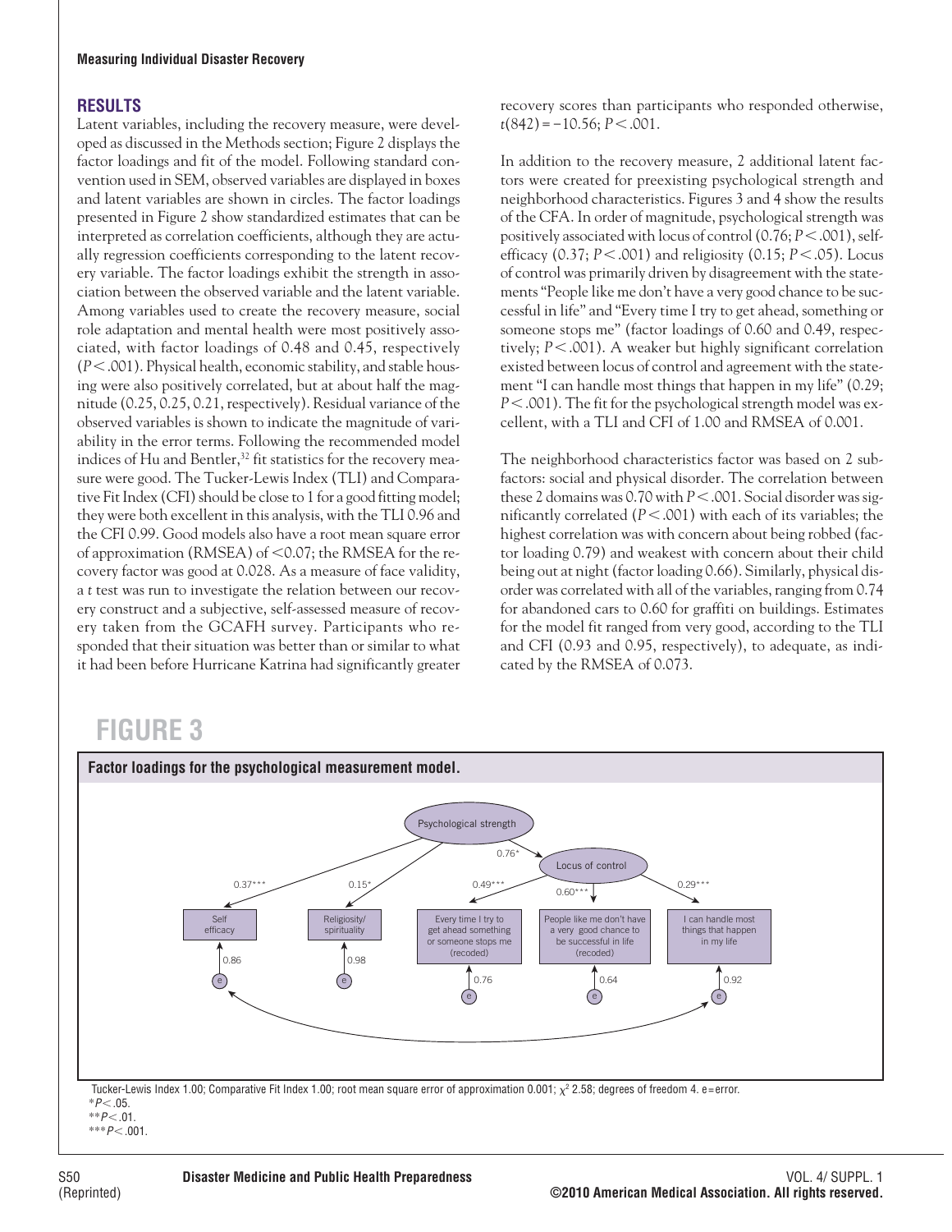## RESULTS

Latent variables, including the recovery measure, were developed as discussed in the Methods section; Figure 2 displays the factor loadings and fit of the model. Following standard convention used in SEM, observed variables are displayed in boxes and latent variables are shown in circles. The factor loadings presented in Figure 2 show standardized estimates that can be interpreted as correlation coefficients, although they are actually regression coefficients corresponding to the latent recovery variable. The factor loadings exhibit the strength in association between the observed variable and the latent variable. Among variables used to create the recovery measure, social role adaptation and mental health were most positively associated, with factor loadings of 0.48 and 0.45, respectively ($P < .001$). Physical health, economic stability, and stable housing were also positively correlated, but at about half the magnitude (0.25, 0.25, 0.21, respectively). Residual variance of the observed variables is shown to indicate the magnitude of variability in the error terms. Following the recommended model indices of Hu and Bentler,[32] fit statistics for the recovery measure were good. The Tucker-Lewis Index (TLI) and Comparative Fit Index (CFI) should be close to 1 for a good fitting model; they were both excellent in this analysis, with the TLI 0.96 and the CFI 0.99. Good models also have a root mean square error of approximation (RMSEA) of <0.07; the RMSEA for the recovery factor was good at 0.028. As a measure of face validity, a *t* test was run to investigate the relation between our recovery construct and a subjective, self-assessed measure of recovery taken from the GCAFH survey. Participants who responded that their situation was better than or similar to what it had been before Hurricane Katrina had significantly greater recovery scores than participants who responded otherwise, $t(842) = -10.56$; $P < .001$.

In addition to the recovery measure, 2 additional latent factors were created for preexisting psychological strength and neighborhood characteristics. Figures 3 and 4 show the results of the CFA. In order of magnitude, psychological strength was positively associated with locus of control (0.76; $P < .001$), self-efficacy (0.37; $P < .001$) and religiosity (0.15; $P < .05$). Locus of control was primarily driven by disagreement with the statements "People like me don't have a very good chance to be successful in life" and "Every time I try to get ahead, something or someone stops me" (factor loadings of 0.60 and 0.49, respectively; $P < .001$). A weaker but highly significant correlation existed between locus of control and agreement with the statement "I can handle most things that happen in my life" (0.29; $P < .001$). The fit for the psychological strength model was excellent, with a TLI and CFI of 1.00 and RMSEA of 0.001.

The neighborhood characteristics factor was based on 2 subfactors: social and physical disorder. The correlation between these 2 domains was 0.70 with $P < .001$. Social disorder was significantly correlated ($P < .001$) with each of its variables; the highest correlation was with concern about being robbed (factor loading 0.79) and weakest with concern about their child being out at night (factor loading 0.66). Similarly, physical disorder was correlated with all of the variables, ranging from 0.74 for abandoned cars to 0.60 for graffiti on buildings. Estimates for the model fit ranged from very good, according to the TLI and CFI (0.93 and 0.95, respectively), to adequate, as indicated by the RMSEA of 0.073.

## FIGURE 3

**Factor loadings for the psychological measurement model.**

Tucker-Lewis Index 1.00; Comparative Fit Index 1.00; root mean square error of approximation 0.001; $\chi^2$ 2.58; degrees of freedom 4. e=error.
*$P < .05$.
**$P < .01$.
***$P < .001$.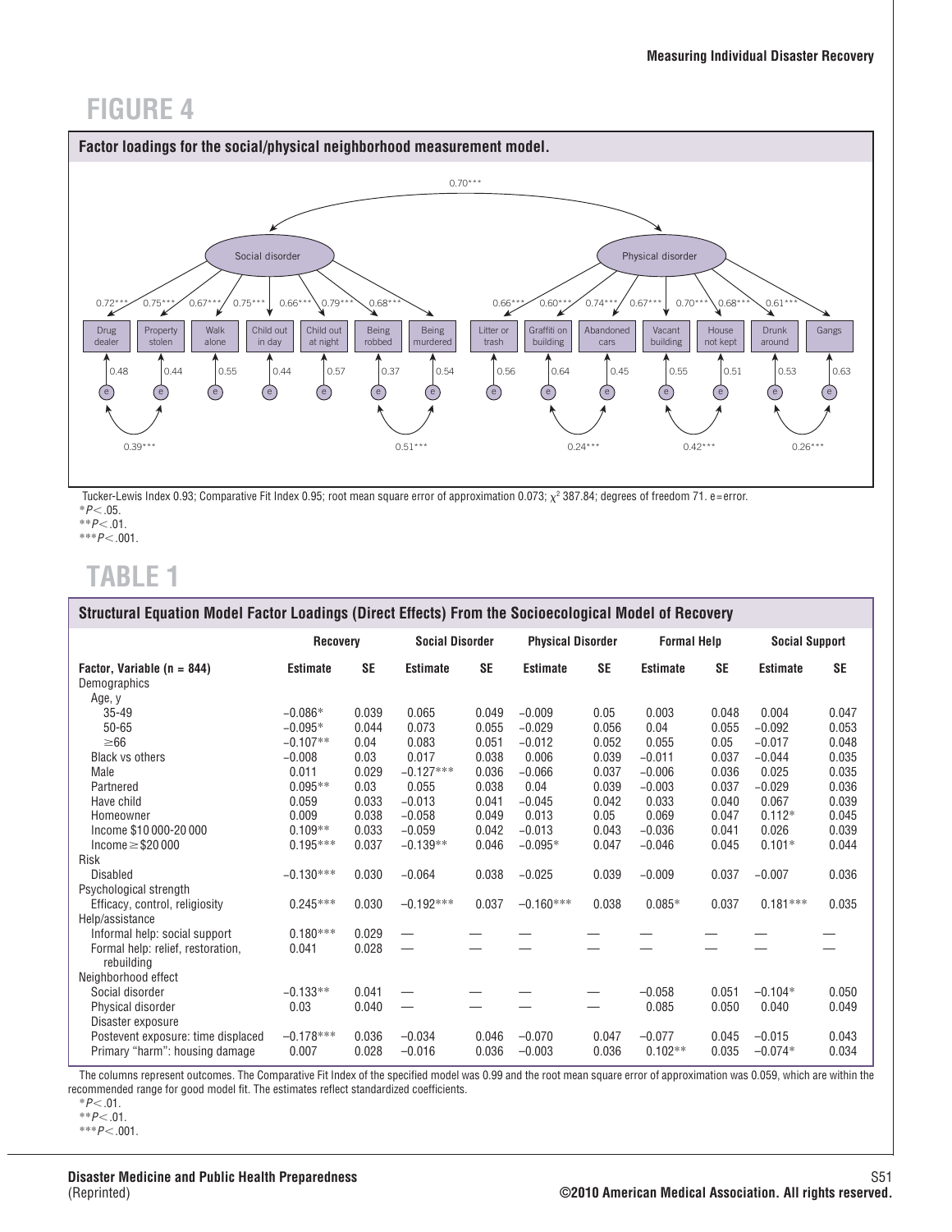# FIGURE 4

**Factor loadings for the social/physical neighborhood measurement model.**

Social disorder ↔ Physical disorder: 0.70***

Social disorder: Drug dealer 0.72***; Property stolen 0.75***; Walk alone 0.67***; Child out in day 0.75***; Child out at night 0.66***; Being robbed 0.79***; Being murdered 0.68***

Physical disorder: Litter or trash 0.66***; Graffiti on building 0.60***; Abandoned cars 0.74***; Vacant building 0.67***; House not kept 0.70***; Drunk around 0.68***; Gangs 0.61***

Error terms: Drug dealer 0.48; Property stolen 0.44; Walk alone 0.55; Child out in day 0.44; Child out at night 0.57; Being robbed 0.37; Being murdered 0.54; Litter or trash 0.56; Graffiti on building 0.64; Abandoned cars 0.45; Vacant building 0.55; House not kept 0.51; Drunk around 0.53; Gangs 0.63

Error covariances: 0.39***; 0.51***; 0.24***; 0.42***; 0.26***

Tucker-Lewis Index 0.93; Comparative Fit Index 0.95; root mean square error of approximation 0.073; $\chi^2$ 387.84; degrees of freedom 71. e=error.
*$P<.05$.
**$P<.01$.
***$P<.001$.

# TABLE 1

**Structural Equation Model Factor Loadings (Direct Effects) From the Socioecological Model of Recovery**

| | Recovery | | Social Disorder | | Physical Disorder | | Formal Help | | Social Support | |
|---|---|---|---|---|---|---|---|---|---|---|
| **Factor, Variable (n = 844)** | **Estimate** | **SE** | **Estimate** | **SE** | **Estimate** | **SE** | **Estimate** | **SE** | **Estimate** | **SE** |
| Demographics | | | | | | | | | | |
| Age, y | | | | | | | | | | |
| 35-49 | −0.086* | 0.039 | 0.065 | 0.049 | −0.009 | 0.05 | 0.003 | 0.048 | 0.004 | 0.047 |
| 50-65 | −0.095* | 0.044 | 0.073 | 0.055 | −0.029 | 0.056 | 0.04 | 0.055 | −0.092 | 0.053 |
| ≥66 | −0.107** | 0.04 | 0.083 | 0.051 | −0.012 | 0.052 | 0.055 | 0.05 | −0.017 | 0.048 |
| Black vs others | −0.008 | 0.03 | 0.017 | 0.038 | 0.006 | 0.039 | −0.011 | 0.037 | −0.044 | 0.035 |
| Male | 0.011 | 0.029 | −0.127*** | 0.036 | −0.066 | 0.037 | −0.006 | 0.036 | 0.025 | 0.035 |
| Partnered | 0.095** | 0.03 | 0.055 | 0.038 | 0.04 | 0.039 | −0.003 | 0.037 | −0.029 | 0.036 |
| Have child | 0.059 | 0.033 | −0.013 | 0.041 | −0.045 | 0.042 | 0.033 | 0.040 | 0.067 | 0.039 |
| Homeowner | 0.009 | 0.038 | −0.058 | 0.049 | 0.013 | 0.05 | 0.069 | 0.047 | 0.112* | 0.045 |
| Income \$10 000-20 000 | 0.109** | 0.033 | −0.059 | 0.042 | −0.013 | 0.043 | −0.036 | 0.041 | 0.026 | 0.039 |
| Income ≥ \$20 000 | 0.195*** | 0.037 | −0.139** | 0.046 | −0.095* | 0.047 | −0.046 | 0.045 | 0.101* | 0.044 |
| Risk | | | | | | | | | | |
| Disabled | −0.130*** | 0.030 | −0.064 | 0.038 | −0.025 | 0.039 | −0.009 | 0.037 | −0.007 | 0.036 |
| Psychological strength | | | | | | | | | | |
| Efficacy, control, religiosity | 0.245*** | 0.030 | −0.192*** | 0.037 | −0.160*** | 0.038 | 0.085* | 0.037 | 0.181*** | 0.035 |
| Help/assistance | | | | | | | | | | |
| Informal help: social support | 0.180*** | 0.029 | — | — | — | — | — | — | — | — |
| Formal help: relief, restoration, rebuilding | 0.041 | 0.028 | — | — | — | — | — | — | — | — |
| Neighborhood effect | | | | | | | | | | |
| Social disorder | −0.133** | 0.041 | — | — | — | — | −0.058 | 0.051 | −0.104* | 0.050 |
| Physical disorder | 0.03 | 0.040 | — | — | — | — | 0.085 | 0.050 | 0.040 | 0.049 |
| Disaster exposure | | | | | | | | | | |
| Postevent exposure: time displaced | −0.178*** | 0.036 | −0.034 | 0.046 | −0.070 | 0.047 | −0.077 | 0.045 | −0.015 | 0.043 |
| Primary "harm": housing damage | 0.007 | 0.028 | −0.016 | 0.036 | −0.003 | 0.036 | 0.102** | 0.035 | −0.074* | 0.034 |

The columns represent outcomes. The Comparative Fit Index of the specified model was 0.99 and the root mean square error of approximation was 0.059, which are within the recommended range for good model fit. The estimates reflect standardized coefficients.
*$P<.01$.
**$P<.01$.
***$P<.001$.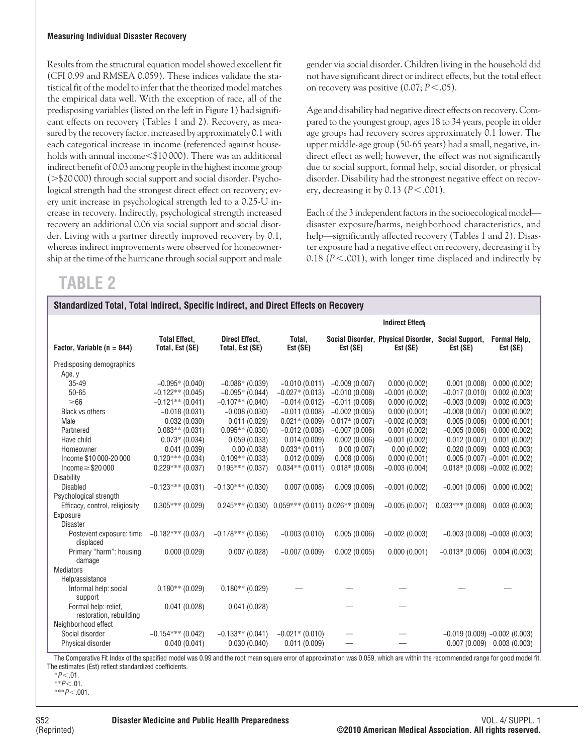Results from the structural equation model showed excellent fit (CFI 0.99 and RMSEA 0.059). These indices validate the statistical fit of the model to infer that the theorized model matches the empirical data well. With the exception of race, all of the predisposing variables (listed on the left in Figure 1) had significant effects on recovery (Tables 1 and 2). Recovery, as measured by the recovery factor, increased by approximately 0.1 with each categorical increase in income (referenced against households with annual income<\$10 000). There was an additional indirect benefit of 0.03 among people in the highest income group (>\$20 000) through social support and social disorder. Psychological strength had the strongest direct effect on recovery; every unit increase in psychological strength led to a 0.25-U increase in recovery. Indirectly, psychological strength increased recovery an additional 0.06 via social support and social disorder. Living with a partner directly improved recovery by 0.1, whereas indirect improvements were observed for homeownership at the time of the hurricane through social support and male gender via social disorder. Children living in the household did not have significant direct or indirect effects, but the total effect on recovery was positive (0.07; $P<.05$).

Age and disability had negative direct effects on recovery. Compared to the youngest group, ages 18 to 34 years, people in older age groups had recovery scores approximately 0.1 lower. The upper middle-age group (50-65 years) had a small, negative, indirect effect as well; however, the effect was not significantly due to social support, formal help, social disorder, or physical disorder. Disability had the strongest negative effect on recovery, decreasing it by 0.13 ($P<.001$).

Each of the 3 independent factors in the socioecological model—disaster exposure/harms, neighborhood characteristics, and help—significantly affected recovery (Tables 1 and 2). Disaster exposure had a negative effect on recovery, decreasing it by 0.18 ($P<.001$), with longer time displaced and indirectly by

## TABLE 2

**Standardized Total, Total Indirect, Specific Indirect, and Direct Effects on Recovery**

| Factor, Variable (n = 844) | Total Effect, Total, Est (SE) | Direct Effect, Total, Est (SE) | Indirect Effect | | | | |
|---|---|---|---|---|---|---|---|
| | | | Total, Est (SE) | Social Disorder, Est (SE) | Physical Disorder, Est (SE) | Social Support, Est (SE) | Formal Help, Est (SE) |
| Predisposing demographics | | | | | | | |
| Age, y | | | | | | | |
| 35-49 | −0.095* (0.040) | −0.086* (0.039) | −0.010 (0.011) | −0.009 (0.007) | 0.000 (0.002) | 0.001 (0.008) | 0.000 (0.002) |
| 50-65 | −0.122** (0.045) | −0.095* (0.044) | −0.027* (0.013) | −0.010 (0.008) | −0.001 (0.002) | −0.017 (0.010) | 0.002 (0.003) |
| ≥66 | −0.121** (0.041) | −0.107** (0.040) | −0.014 (0.012) | −0.011 (0.008) | 0.000 (0.002) | −0.003 (0.009) | 0.002 (0.003) |
| Black vs others | −0.018 (0.031) | −0.008 (0.030) | −0.011 (0.008) | −0.002 (0.005) | 0.000 (0.001) | −0.008 (0.007) | 0.000 (0.002) |
| Male | 0.032 (0.030) | 0.011 (0.029) | 0.021* (0.009) | 0.017* (0.007) | −0.002 (0.003) | 0.005 (0.006) | 0.000 (0.001) |
| Partnered | 0.083** (0.031) | 0.095** (0.030) | −0.012 (0.008) | −0.007 (0.006) | 0.001 (0.002) | −0.005 (0.006) | 0.000 (0.002) |
| Have child | 0.073* (0.034) | 0.059 (0.033) | 0.014 (0.009) | 0.002 (0.006) | −0.001 (0.002) | 0.012 (0.007) | 0.001 (0.002) |
| Homeowner | 0.041 (0.039) | 0.00 (0.038) | 0.033* (0.011) | 0.00 (0.007) | 0.00 (0.002) | 0.020 (0.009) | 0.003 (0.003) |
| Income \$10 000-20 000 | 0.120*** (0.034) | 0.109** (0.033) | 0.012 (0.009) | 0.008 (0.006) | 0.000 (0.001) | 0.005 (0.007) | −0.001 (0.002) |
| Income ≥ \$20 000 | 0.229*** (0.037) | 0.195*** (0.037) | 0.034** (0.011) | 0.018* (0.008) | −0.003 (0.004) | 0.018* (0.008) | −0.002 (0.002) |
| Disability | | | | | | | |
| Disabled | −0.123*** (0.031) | −0.130*** (0.030) | 0.007 (0.008) | 0.009 (0.006) | −0.001 (0.002) | −0.001 (0.006) | 0.000 (0.002) |
| Psychological strength | | | | | | | |
| Efficacy, control, religiosity | 0.305*** (0.029) | 0.245*** (0.030) | 0.059*** (0.011) | 0.026** (0.009) | −0.005 (0.007) | 0.033*** (0.008) | 0.003 (0.003) |
| Exposure | | | | | | | |
| Disaster | | | | | | | |
| Postevent exposure: time displaced | −0.182*** (0.037) | −0.178*** (0.036) | −0.003 (0.010) | 0.005 (0.006) | −0.002 (0.003) | −0.003 (0.008) | −0.003 (0.003) |
| Primary "harm": housing damage | 0.000 (0.029) | 0.007 (0.028) | −0.007 (0.009) | 0.002 (0.005) | 0.000 (0.001) | −0.013* (0.006) | 0.004 (0.003) |
| Mediators | | | | | | | |
| Help/assistance | | | | | | | |
| Informal help: social support | 0.180** (0.029) | 0.180** (0.029) | — | — | — | — | — |
| Formal help: relief, restoration, rebuilding | 0.041 (0.028) | 0.041 (0.028) | | — | — | | |
| Neighborhood effect | | | | | | | |
| Social disorder | −0.154*** (0.042) | −0.133** (0.041) | −0.021* (0.010) | — | — | −0.019 (0.009) | −0.002 (0.003) |
| Physical disorder | 0.040 (0.041) | 0.030 (0.040) | 0.011 (0.009) | — | — | 0.007 (0.009) | 0.003 (0.003) |

The Comparative Fit Index of the specified model was 0.99 and the root mean square error of approximation was 0.059, which are within the recommended range for good model fit. The estimates (Est) reflect standardized coefficients.

*$P<.01$.

**$P<.01$.

***$P<.001$.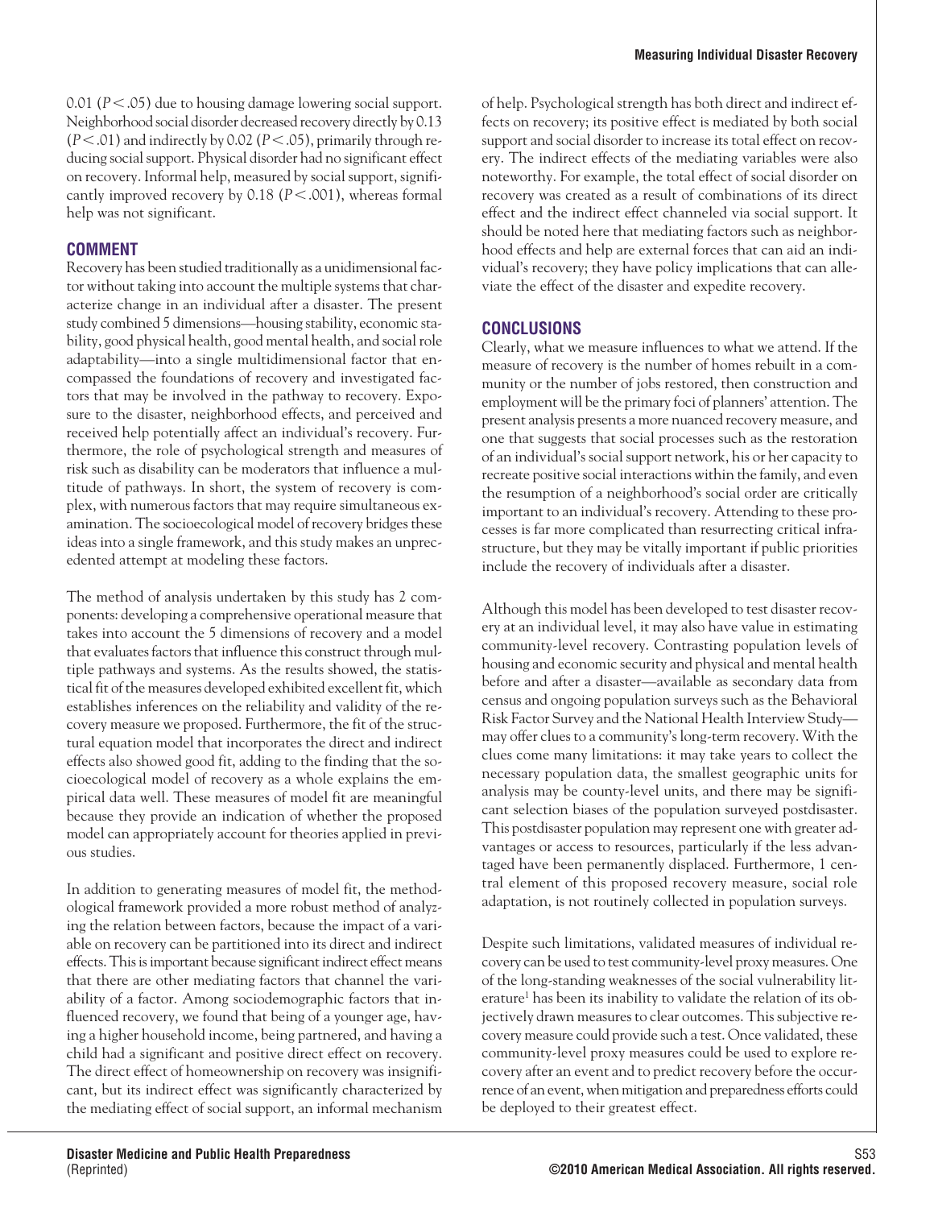0.01 ($P < .05$) due to housing damage lowering social support. Neighborhood social disorder decreased recovery directly by 0.13 ($P < .01$) and indirectly by 0.02 ($P < .05$), primarily through reducing social support. Physical disorder had no significant effect on recovery. Informal help, measured by social support, significantly improved recovery by 0.18 ($P < .001$), whereas formal help was not significant.

## COMMENT

Recovery has been studied traditionally as a unidimensional factor without taking into account the multiple systems that characterize change in an individual after a disaster. The present study combined 5 dimensions—housing stability, economic stability, good physical health, good mental health, and social role adaptability—into a single multidimensional factor that encompassed the foundations of recovery and investigated factors that may be involved in the pathway to recovery. Exposure to the disaster, neighborhood effects, and perceived and received help potentially affect an individual's recovery. Furthermore, the role of psychological strength and measures of risk such as disability can be moderators that influence a multitude of pathways. In short, the system of recovery is complex, with numerous factors that may require simultaneous examination. The socioecological model of recovery bridges these ideas into a single framework, and this study makes an unprecedented attempt at modeling these factors.

The method of analysis undertaken by this study has 2 components: developing a comprehensive operational measure that takes into account the 5 dimensions of recovery and a model that evaluates factors that influence this construct through multiple pathways and systems. As the results showed, the statistical fit of the measures developed exhibited excellent fit, which establishes inferences on the reliability and validity of the recovery measure we proposed. Furthermore, the fit of the structural equation model that incorporates the direct and indirect effects also showed good fit, adding to the finding that the socioecological model of recovery as a whole explains the empirical data well. These measures of model fit are meaningful because they provide an indication of whether the proposed model can appropriately account for theories applied in previous studies.

In addition to generating measures of model fit, the methodological framework provided a more robust method of analyzing the relation between factors, because the impact of a variable on recovery can be partitioned into its direct and indirect effects. This is important because significant indirect effect means that there are other mediating factors that channel the variability of a factor. Among sociodemographic factors that influenced recovery, we found that being of a younger age, having a higher household income, being partnered, and having a child had a significant and positive direct effect on recovery. The direct effect of homeownership on recovery was insignificant, but its indirect effect was significantly characterized by the mediating effect of social support, an informal mechanism of help. Psychological strength has both direct and indirect effects on recovery; its positive effect is mediated by both social support and social disorder to increase its total effect on recovery. The indirect effects of the mediating variables were also noteworthy. For example, the total effect of social disorder on recovery was created as a result of combinations of its direct effect and the indirect effect channeled via social support. It should be noted here that mediating factors such as neighborhood effects and help are external forces that can aid an individual's recovery; they have policy implications that can alleviate the effect of the disaster and expedite recovery.

## CONCLUSIONS

Clearly, what we measure influences to what we attend. If the measure of recovery is the number of homes rebuilt in a community or the number of jobs restored, then construction and employment will be the primary foci of planners' attention. The present analysis presents a more nuanced recovery measure, and one that suggests that social processes such as the restoration of an individual's social support network, his or her capacity to recreate positive social interactions within the family, and even the resumption of a neighborhood's social order are critically important to an individual's recovery. Attending to these processes is far more complicated than resurrecting critical infrastructure, but they may be vitally important if public priorities include the recovery of individuals after a disaster.

Although this model has been developed to test disaster recovery at an individual level, it may also have value in estimating community-level recovery. Contrasting population levels of housing and economic security and physical and mental health before and after a disaster—available as secondary data from census and ongoing population surveys such as the Behavioral Risk Factor Survey and the National Health Interview Study—may offer clues to a community's long-term recovery. With the clues come many limitations: it may take years to collect the necessary population data, the smallest geographic units for analysis may be county-level units, and there may be significant selection biases of the population surveyed postdisaster. This postdisaster population may represent one with greater advantages or access to resources, particularly if the less advantaged have been permanently displaced. Furthermore, 1 central element of this proposed recovery measure, social role adaptation, is not routinely collected in population surveys.

Despite such limitations, validated measures of individual recovery can be used to test community-level proxy measures. One of the long-standing weaknesses of the social vulnerability literature[1] has been its inability to validate the relation of its objectively drawn measures to clear outcomes. This subjective recovery measure could provide such a test. Once validated, these community-level proxy measures could be used to explore recovery after an event and to predict recovery before the occurrence of an event, when mitigation and preparedness efforts could be deployed to their greatest effect.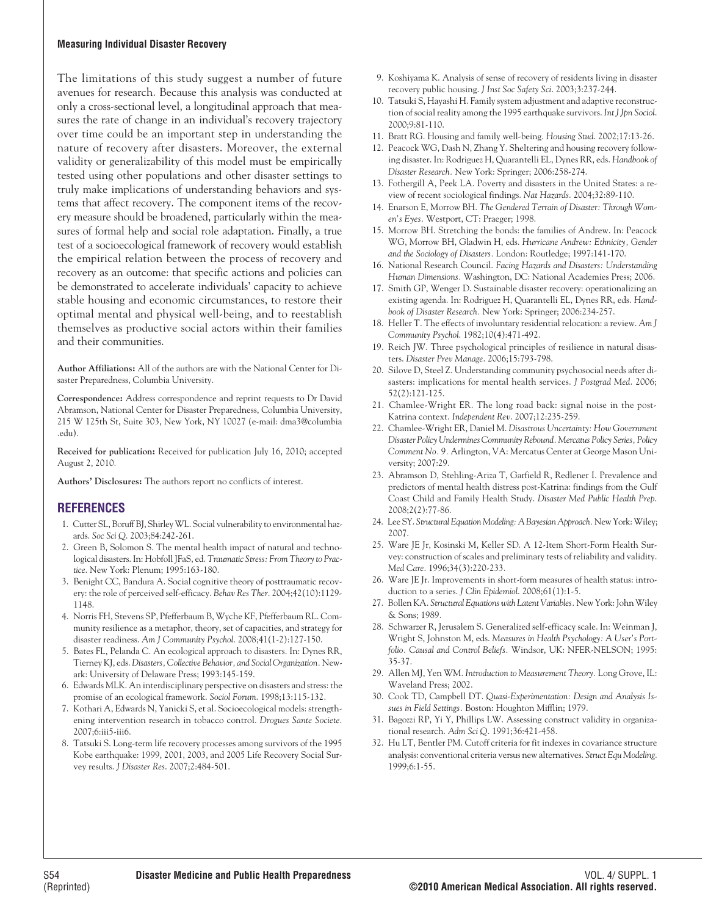The limitations of this study suggest a number of future avenues for research. Because this analysis was conducted at only a cross-sectional level, a longitudinal approach that measures the rate of change in an individual's recovery trajectory over time could be an important step in understanding the nature of recovery after disasters. Moreover, the external validity or generalizability of this model must be empirically tested using other populations and other disaster settings to truly make implications of understanding behaviors and systems that affect recovery. The component items of the recovery measure should be broadened, particularly within the measures of formal help and social role adaptation. Finally, a true test of a socioecological framework of recovery would establish the empirical relation between the process of recovery and recovery as an outcome: that specific actions and policies can be demonstrated to accelerate individuals' capacity to achieve stable housing and economic circumstances, to restore their optimal mental and physical well-being, and to reestablish themselves as productive social actors within their families and their communities.

**Author Affiliations:** All of the authors are with the National Center for Disaster Preparedness, Columbia University.

**Correspondence:** Address correspondence and reprint requests to Dr David Abramson, National Center for Disaster Preparedness, Columbia University, 215 W 125th St, Suite 303, New York, NY 10027 (e-mail: dma3@columbia.edu).

**Received for publication:** Received for publication July 16, 2010; accepted August 2, 2010.

**Authors' Disclosures:** The authors report no conflicts of interest.

## REFERENCES

1. Cutter SL, Boruff BJ, Shirley WL. Social vulnerability to environmental hazards. *Soc Sci Q*. 2003;84:242-261.
2. Green B, Solomon S. The mental health impact of natural and technological disasters. In: Hobfoll JFaS, ed. *Traumatic Stress: From Theory to Practice*. New York: Plenum; 1995:163-180.
3. Benight CC, Bandura A. Social cognitive theory of posttraumatic recovery: the role of perceived self-efficacy. *Behav Res Ther*. 2004;42(10):1129-1148.
4. Norris FH, Stevens SP, Pfefferbaum B, Wyche KF, Pfefferbaum RL. Community resilience as a metaphor, theory, set of capacities, and strategy for disaster readiness. *Am J Community Psychol*. 2008;41(1-2):127-150.
5. Bates FL, Pelanda C. An ecological approach to disasters. In: Dynes RR, Tierney KJ, eds. *Disasters, Collective Behavior, and Social Organization*. Newark: University of Delaware Press; 1993:145-159.
6. Edwards MLK. An interdisciplinary perspective on disasters and stress: the promise of an ecological framework. *Sociol Forum*. 1998;13:115-132.
7. Kothari A, Edwards N, Yanicki S, et al. Socioecological models: strengthening intervention research in tobacco control. *Drogues Sante Societe*. 2007;6:iii5-iii6.
8. Tatsuki S. Long-term life recovery processes among survivors of the 1995 Kobe earthquake: 1999, 2001, 2003, and 2005 Life Recovery Social Survey results. *J Disaster Res*. 2007;2:484-501.
9. Koshiyama K. Analysis of sense of recovery of residents living in disaster recovery public housing. *J Inst Soc Safety Sci*. 2003;3:237-244.
10. Tatsuki S, Hayashi H. Family system adjustment and adaptive reconstruction of social reality among the 1995 earthquake survivors. *Int J Jpn Sociol*. 2000;9:81-110.
11. Bratt RG. Housing and family well-being. *Housing Stud*. 2002;17:13-26.
12. Peacock WG, Dash N, Zhang Y. Sheltering and housing recovery following disaster. In: Rodriguez H, Quarantelli EL, Dynes RR, eds. *Handbook of Disaster Research*. New York: Springer; 2006:258-274.
13. Fothergill A, Peek LA. Poverty and disasters in the United States: a review of recent sociological findings. *Nat Hazards*. 2004;32:89-110.
14. Enarson E, Morrow BH. *The Gendered Terrain of Disaster: Through Women's Eyes*. Westport, CT: Praeger; 1998.
15. Morrow BH. Stretching the bonds: the families of Andrew. In: Peacock WG, Morrow BH, Gladwin H, eds. *Hurricane Andrew: Ethnicity, Gender and the Sociology of Disasters*. London: Routledge; 1997:141-170.
16. National Research Council. *Facing Hazards and Disasters: Understanding Human Dimensions*. Washington, DC: National Academies Press; 2006.
17. Smith GP, Wenger D. Sustainable disaster recovery: operationalizing an existing agenda. In: Rodriguez H, Quarantelli EL, Dynes RR, eds. *Handbook of Disaster Research*. New York: Springer; 2006:234-257.
18. Heller T. The effects of involuntary residential relocation: a review. *Am J Community Psychol*. 1982;10(4):471-492.
19. Reich JW. Three psychological principles of resilience in natural disasters. *Disaster Prev Manage*. 2006;15:793-798.
20. Silove D, Steel Z. Understanding community psychosocial needs after disasters: implications for mental health services. *J Postgrad Med*. 2006;52(2):121-125.
21. Chamlee-Wright ER. The long road back: signal noise in the post-Katrina context. *Independent Rev*. 2007;12:235-259.
22. Chamlee-Wright ER, Daniel M. *Disastrous Uncertainty: How Government Disaster Policy Undermines Community Rebound*. *Mercatus Policy Series, Policy Comment No. 9*. Arlington, VA: Mercatus Center at George Mason University; 2007:29.
23. Abramson D, Stehling-Ariza T, Garfield R, Redlener I. Prevalence and predictors of mental health distress post-Katrina: findings from the Gulf Coast Child and Family Health Study. *Disaster Med Public Health Prep*. 2008;2(2):77-86.
24. Lee SY. *Structural Equation Modeling: A Bayesian Approach*. New York: Wiley; 2007.
25. Ware JE Jr, Kosinski M, Keller SD. A 12-Item Short-Form Health Survey: construction of scales and preliminary tests of reliability and validity. *Med Care*. 1996;34(3):220-233.
26. Ware JE Jr. Improvements in short-form measures of health status: introduction to a series. *J Clin Epidemiol*. 2008;61(1):1-5.
27. Bollen KA. *Structural Equations with Latent Variables*. New York: John Wiley & Sons; 1989.
28. Schwarzer R, Jerusalem S. Generalized self-efficacy scale. In: Weinman J, Wright S, Johnston M, eds. *Measures in Health Psychology: A User's Portfolio. Causal and Control Beliefs*. Windsor, UK: NFER-NELSON; 1995:35-37.
29. Allen MJ, Yen WM. *Introduction to Measurement Theory*. Long Grove, IL: Waveland Press; 2002.
30. Cook TD, Campbell DT. *Quasi-Experimentation: Design and Analysis Issues in Field Settings*. Boston: Houghton Mifflin; 1979.
31. Bagozzi RP, Yi Y, Phillips LW. Assessing construct validity in organizational research. *Adm Sci Q*. 1991;36:421-458.
32. Hu LT, Bentler PM. Cutoff criteria for fit indexes in covariance structure analysis: conventional criteria versus new alternatives. *Struct Equ Modeling*. 1999;6:1-55.